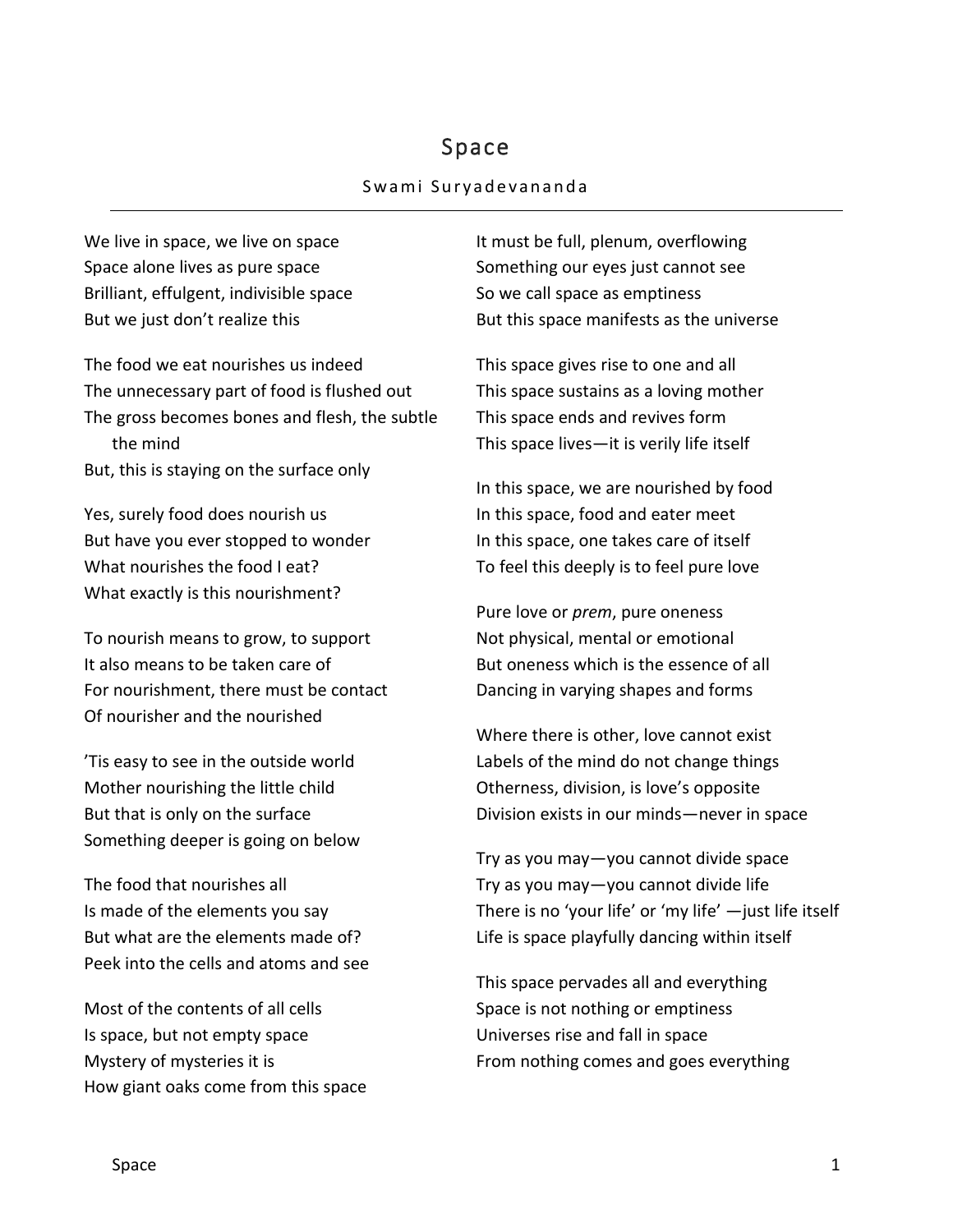# Space

Swami Suryadevananda

---

We live in space, we live on space
Space alone lives as pure space
Brilliant, effulgent, indivisible space
But we just don't realize this

The food we eat nourishes us indeed
The unnecessary part of food is flushed out
The gross becomes bones and flesh, the subtle the mind
But, this is staying on the surface only

Yes, surely food does nourish us
But have you ever stopped to wonder
What nourishes the food I eat?
What exactly is this nourishment?

To nourish means to grow, to support
It also means to be taken care of
For nourishment, there must be contact
Of nourisher and the nourished

'Tis easy to see in the outside world
Mother nourishing the little child
But that is only on the surface
Something deeper is going on below

The food that nourishes all
Is made of the elements you say
But what are the elements made of?
Peek into the cells and atoms and see

Most of the contents of all cells
Is space, but not empty space
Mystery of mysteries it is
How giant oaks come from this space

It must be full, plenum, overflowing
Something our eyes just cannot see
So we call space as emptiness
But this space manifests as the universe

This space gives rise to one and all
This space sustains as a loving mother
This space ends and revives form
This space lives—it is verily life itself

In this space, we are nourished by food
In this space, food and eater meet
In this space, one takes care of itself
To feel this deeply is to feel pure love

Pure love or *prem*, pure oneness
Not physical, mental or emotional
But oneness which is the essence of all
Dancing in varying shapes and forms

Where there is other, love cannot exist
Labels of the mind do not change things
Otherness, division, is love's opposite
Division exists in our minds—never in space

Try as you may—you cannot divide space
Try as you may—you cannot divide life
There is no 'your life' or 'my life' —just life itself
Life is space playfully dancing within itself

This space pervades all and everything
Space is not nothing or emptiness
Universes rise and fall in space
From nothing comes and goes everything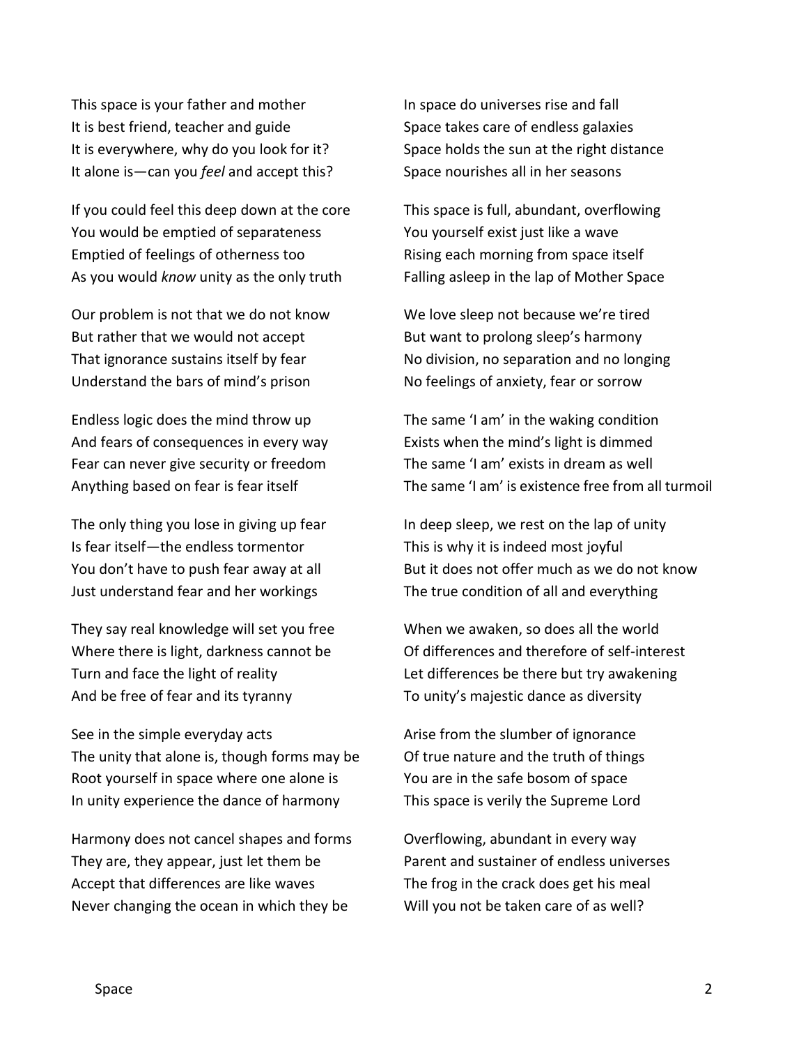This space is your father and mother
It is best friend, teacher and guide
It is everywhere, why do you look for it?
It alone is—can you *feel* and accept this?

If you could feel this deep down at the core
You would be emptied of separateness
Emptied of feelings of otherness too
As you would *know* unity as the only truth

Our problem is not that we do not know
But rather that we would not accept
That ignorance sustains itself by fear
Understand the bars of mind's prison

Endless logic does the mind throw up
And fears of consequences in every way
Fear can never give security or freedom
Anything based on fear is fear itself

The only thing you lose in giving up fear
Is fear itself—the endless tormentor
You don't have to push fear away at all
Just understand fear and her workings

They say real knowledge will set you free
Where there is light, darkness cannot be
Turn and face the light of reality
And be free of fear and its tyranny

See in the simple everyday acts
The unity that alone is, though forms may be
Root yourself in space where one alone is
In unity experience the dance of harmony

Harmony does not cancel shapes and forms
They are, they appear, just let them be
Accept that differences are like waves
Never changing the ocean in which they be

In space do universes rise and fall
Space takes care of endless galaxies
Space holds the sun at the right distance
Space nourishes all in her seasons

This space is full, abundant, overflowing
You yourself exist just like a wave
Rising each morning from space itself
Falling asleep in the lap of Mother Space

We love sleep not because we're tired
But want to prolong sleep's harmony
No division, no separation and no longing
No feelings of anxiety, fear or sorrow

The same 'I am' in the waking condition
Exists when the mind's light is dimmed
The same 'I am' exists in dream as well
The same 'I am' is existence free from all turmoil

In deep sleep, we rest on the lap of unity
This is why it is indeed most joyful
But it does not offer much as we do not know
The true condition of all and everything

When we awaken, so does all the world
Of differences and therefore of self-interest
Let differences be there but try awakening
To unity's majestic dance as diversity

Arise from the slumber of ignorance
Of true nature and the truth of things
You are in the safe bosom of space
This space is verily the Supreme Lord

Overflowing, abundant in every way
Parent and sustainer of endless universes
The frog in the crack does get his meal
Will you not be taken care of as well?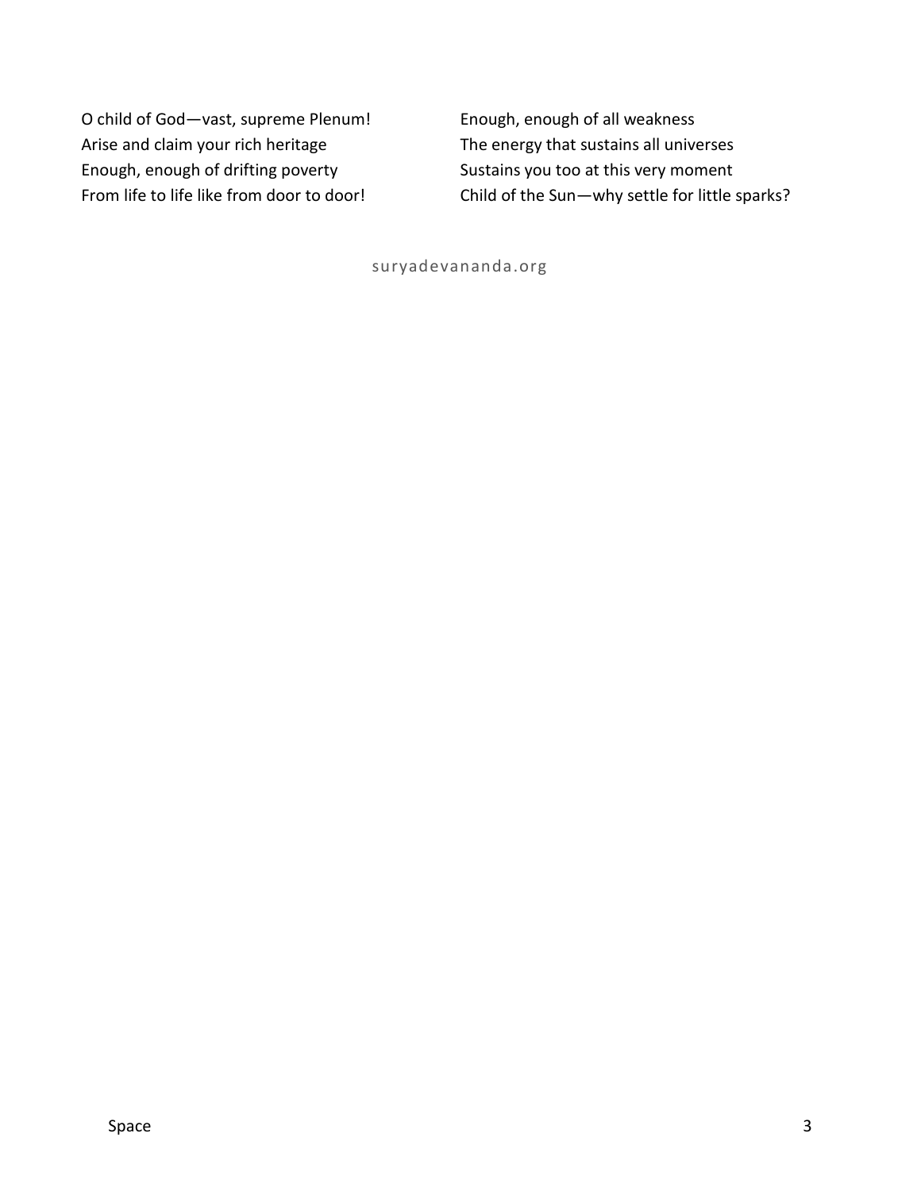O child of God—vast, supreme Plenum!
Arise and claim your rich heritage
Enough, enough of drifting poverty
From life to life like from door to door!

Enough, enough of all weakness
The energy that sustains all universes
Sustains you too at this very moment
Child of the Sun—why settle for little sparks?

suryadevananda.org